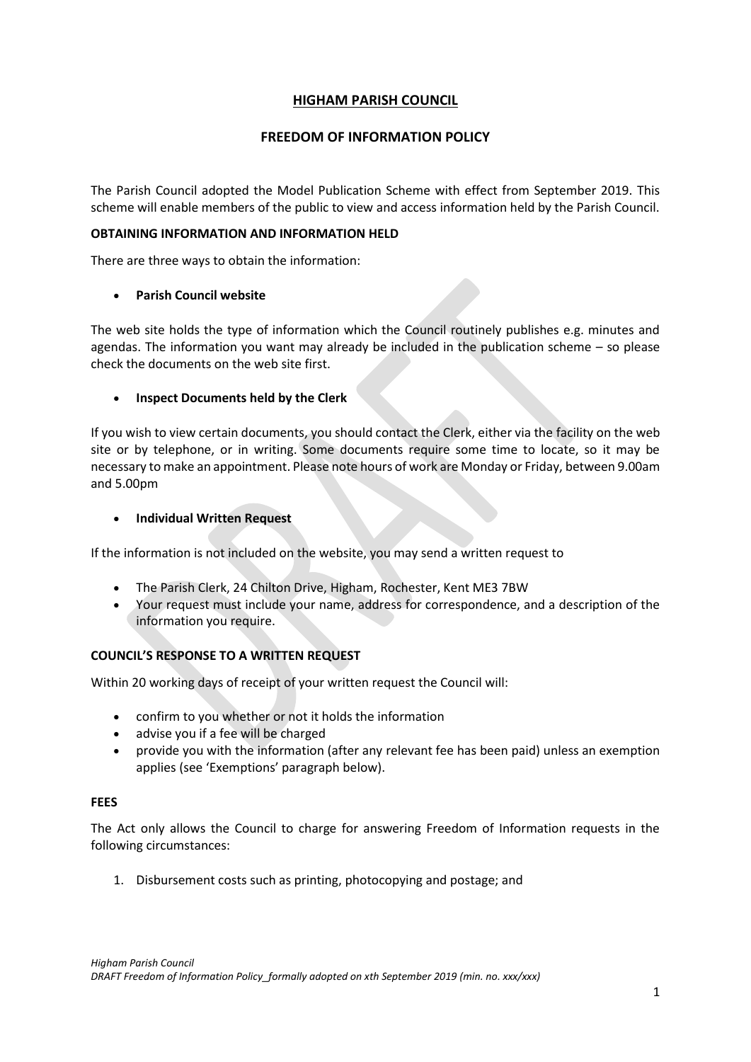# HIGHAM PARISH COUNCIL

## FREEDOM OF INFORMATION POLICY

The Parish Council adopted the Model Publication Scheme with effect from September 2019. This scheme will enable members of the public to view and access information held by the Parish Council.

### OBTAINING INFORMATION AND INFORMATION HELD

There are three ways to obtain the information:

- **Parish Council website**

The web site holds the type of information which the Council routinely publishes e.g. minutes and agendas. The information you want may already be included in the publication scheme – so please check the documents on the web site first.

- **Inspect Documents held by the Clerk**

If you wish to view certain documents, you should contact the Clerk, either via the facility on the web site or by telephone, or in writing. Some documents require some time to locate, so it may be necessary to make an appointment. Please note hours of work are Monday or Friday, between 9.00am and 5.00pm

- **Individual Written Request**

If the information is not included on the website, you may send a written request to

- The Parish Clerk, 24 Chilton Drive, Higham, Rochester, Kent ME3 7BW
- Your request must include your name, address for correspondence, and a description of the information you require.

### COUNCIL'S RESPONSE TO A WRITTEN REQUEST

Within 20 working days of receipt of your written request the Council will:

- confirm to you whether or not it holds the information
- advise you if a fee will be charged
- provide you with the information (after any relevant fee has been paid) unless an exemption applies (see 'Exemptions' paragraph below).

### FEES

The Act only allows the Council to charge for answering Freedom of Information requests in the following circumstances:

1. Disbursement costs such as printing, photocopying and postage; and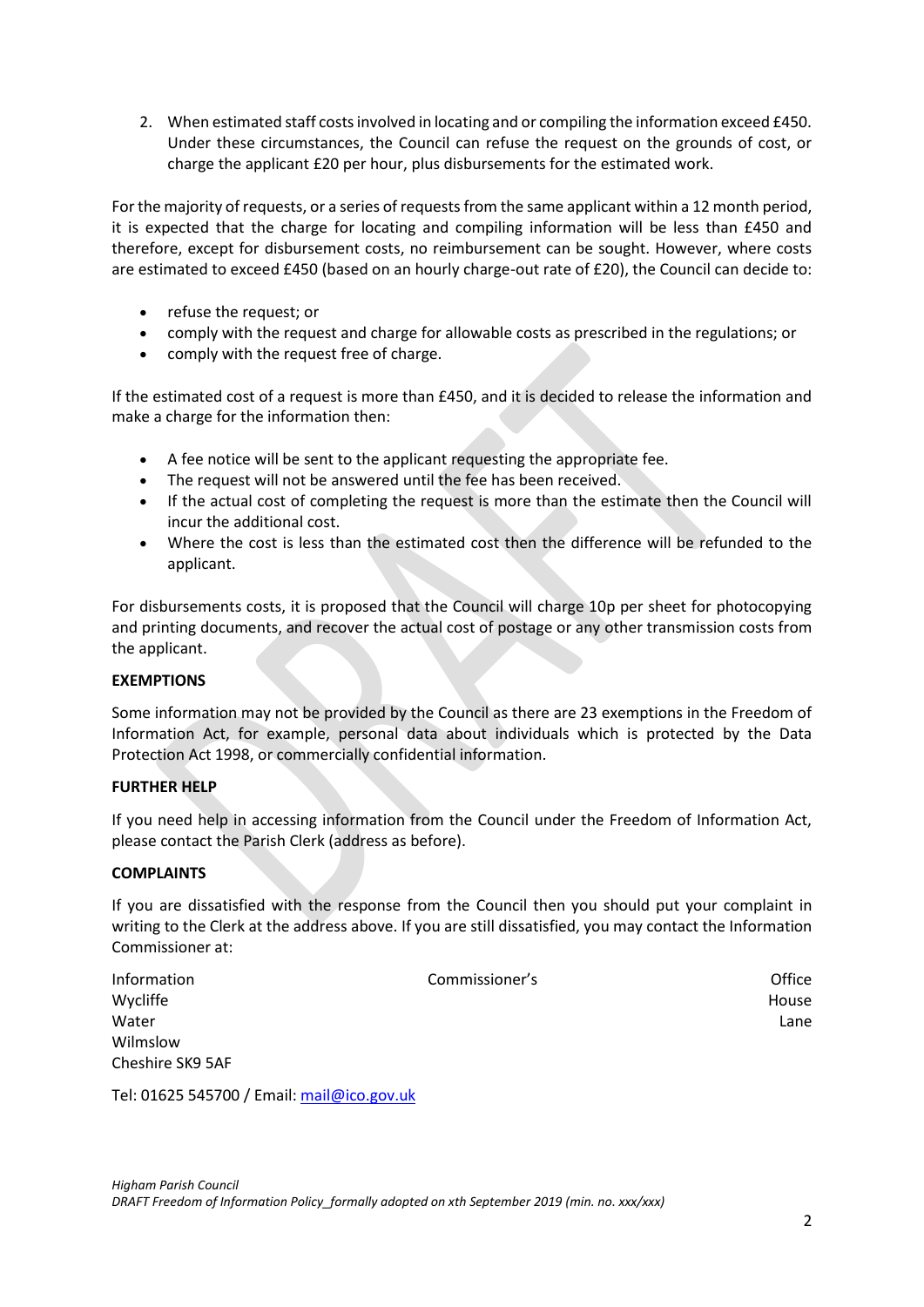2. When estimated staff costs involved in locating and or compiling the information exceed £450. Under these circumstances, the Council can refuse the request on the grounds of cost, or charge the applicant £20 per hour, plus disbursements for the estimated work.

For the majority of requests, or a series of requests from the same applicant within a 12 month period, it is expected that the charge for locating and compiling information will be less than £450 and therefore, except for disbursement costs, no reimbursement can be sought. However, where costs are estimated to exceed £450 (based on an hourly charge-out rate of £20), the Council can decide to:

- refuse the request; or
- comply with the request and charge for allowable costs as prescribed in the regulations; or
- comply with the request free of charge.

If the estimated cost of a request is more than £450, and it is decided to release the information and make a charge for the information then:

- A fee notice will be sent to the applicant requesting the appropriate fee.
- The request will not be answered until the fee has been received.
- If the actual cost of completing the request is more than the estimate then the Council will incur the additional cost.
- Where the cost is less than the estimated cost then the difference will be refunded to the applicant.

For disbursements costs, it is proposed that the Council will charge 10p per sheet for photocopying and printing documents, and recover the actual cost of postage or any other transmission costs from the applicant.

**EXEMPTIONS**

Some information may not be provided by the Council as there are 23 exemptions in the Freedom of Information Act, for example, personal data about individuals which is protected by the Data Protection Act 1998, or commercially confidential information.

**FURTHER HELP**

If you need help in accessing information from the Council under the Freedom of Information Act, please contact the Parish Clerk (address as before).

**COMPLAINTS**

If you are dissatisfied with the response from the Council then you should put your complaint in writing to the Clerk at the address above. If you are still dissatisfied, you may contact the Information Commissioner at:

Information Commissioner's Office
Wycliffe House
Water Lane
Wilmslow
Cheshire SK9 5AF

Tel: 01625 545700 / Email: mail@ico.gov.uk

*Higham Parish Council*
*DRAFT Freedom of Information Policy_formally adopted on xth September 2019 (min. no. xxx/xxx)*